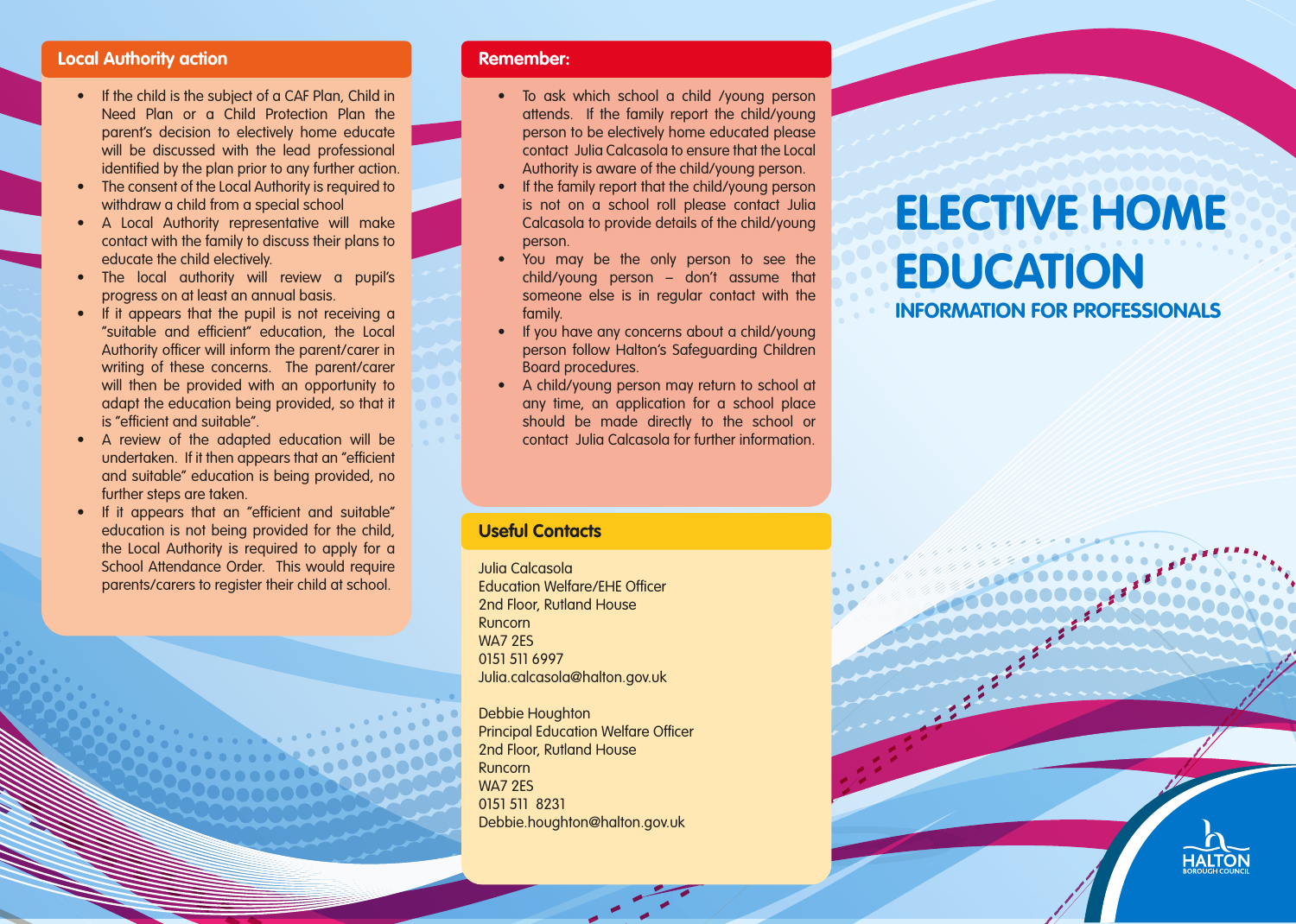## Local Authority action

- If the child is the subject of a CAF Plan, Child in Need Plan or a Child Protection Plan the parent's decision to electively home educate will be discussed with the lead professional identified by the plan prior to any further action.
- The consent of the Local Authority is required to withdraw a child from a special school
- A Local Authority representative will make contact with the family to discuss their plans to educate the child electively.
- The local authority will review a pupil's progress on at least an annual basis.
- If it appears that the pupil is not receiving a "suitable and efficient" education, the Local Authority officer will inform the parent/carer in writing of these concerns. The parent/carer will then be provided with an opportunity to adapt the education being provided, so that it is "efficient and suitable".
- A review of the adapted education will be undertaken. If it then appears that an "efficient and suitable" education is being provided, no further steps are taken.
- If it appears that an "efficient and suitable" education is not being provided for the child, the Local Authority is required to apply for a School Attendance Order. This would require parents/carers to register their child at school.

## Remember:

- To ask which school a child /young person attends. If the family report the child/young person to be electively home educated please contact Julia Calcasola to ensure that the Local Authority is aware of the child/young person.
- If the family report that the child/young person is not on a school roll please contact Julia Calcasola to provide details of the child/young person.
- You may be the only person to see the child/young person – don't assume that someone else is in regular contact with the family.
- If you have any concerns about a child/young person follow Halton's Safeguarding Children Board procedures.
- A child/young person may return to school at any time, an application for a school place should be made directly to the school or contact Julia Calcasola for further information.

## Useful Contacts

Julia Calcasola
Education Welfare/EHE Officer
2nd Floor, Rutland House
Runcorn
WA7 2ES
0151 511 6997
Julia.calcasola@halton.gov.uk

Debbie Houghton
Principal Education Welfare Officer
2nd Floor, Rutland House
Runcorn
WA7 2ES
0151 511 8231
Debbie.houghton@halton.gov.uk

# ELECTIVE HOME EDUCATION

### INFORMATION FOR PROFESSIONALS

HALTON BOROUGH COUNCIL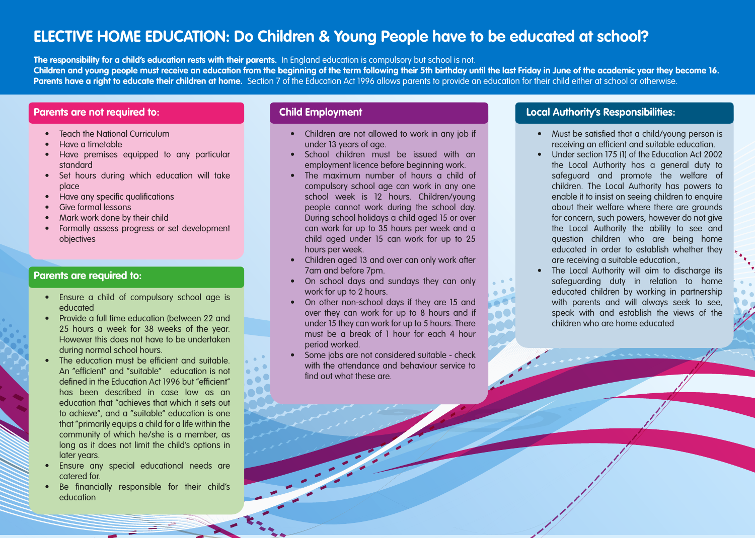# ELECTIVE HOME EDUCATION: Do Children & Young People have to be educated at school?

**The responsibility for a child's education rests with their parents.** In England education is compulsory but school is not.
**Children and young people must receive an education from the beginning of the term following their 5th birthday until the last Friday in June of the academic year they become 16.**
**Parents have a right to educate their children at home.** Section 7 of the Education Act 1996 allows parents to provide an education for their child either at school or otherwise.

## Parents are not required to:

- Teach the National Curriculum
- Have a timetable
- Have premises equipped to any particular standard
- Set hours during which education will take place
- Have any specific qualifications
- Give formal lessons
- Mark work done by their child
- Formally assess progress or set development objectives

## Parents are required to:

- Ensure a child of compulsory school age is educated
- Provide a full time education (between 22 and 25 hours a week for 38 weeks of the year. However this does not have to be undertaken during normal school hours.
- The education must be efficient and suitable. An "efficient" and "suitable" education is not defined in the Education Act 1996 but "efficient" has been described in case law as an education that "achieves that which it sets out to achieve", and a "suitable" education is one that "primarily equips a child for a life within the community of which he/she is a member, as long as it does not limit the child's options in later years.
- Ensure any special educational needs are catered for.
- Be financially responsible for their child's education

## Child Employment

- Children are not allowed to work in any job if under 13 years of age.
- School children must be issued with an employment licence before beginning work.
- The maximum number of hours a child of compulsory school age can work in any one school week is 12 hours. Children/young people cannot work during the school day. During school holidays a child aged 15 or over can work for up to 35 hours per week and a child aged under 15 can work for up to 25 hours per week.
- Children aged 13 and over can only work after 7am and before 7pm.
- On school days and sundays they can only work for up to 2 hours.
- On other non-school days if they are 15 and over they can work for up to 8 hours and if under 15 they can work for up to 5 hours. There must be a break of 1 hour for each 4 hour period worked.
- Some jobs are not considered suitable - check with the attendance and behaviour service to find out what these are.

## Local Authority's Responsibilities:

- Must be satisfied that a child/young person is receiving an efficient and suitable education.
- Under section 175 (1) of the Education Act 2002 the Local Authority has a general duty to safeguard and promote the welfare of children. The Local Authority has powers to enable it to insist on seeing children to enquire about their welfare where there are grounds for concern, such powers, however do not give the Local Authority the ability to see and question children who are being home educated in order to establish whether they are receiving a suitable education.,
- The Local Authority will aim to discharge its safeguarding duty in relation to home educated children by working in partnership with parents and will always seek to see, speak with and establish the views of the children who are home educated